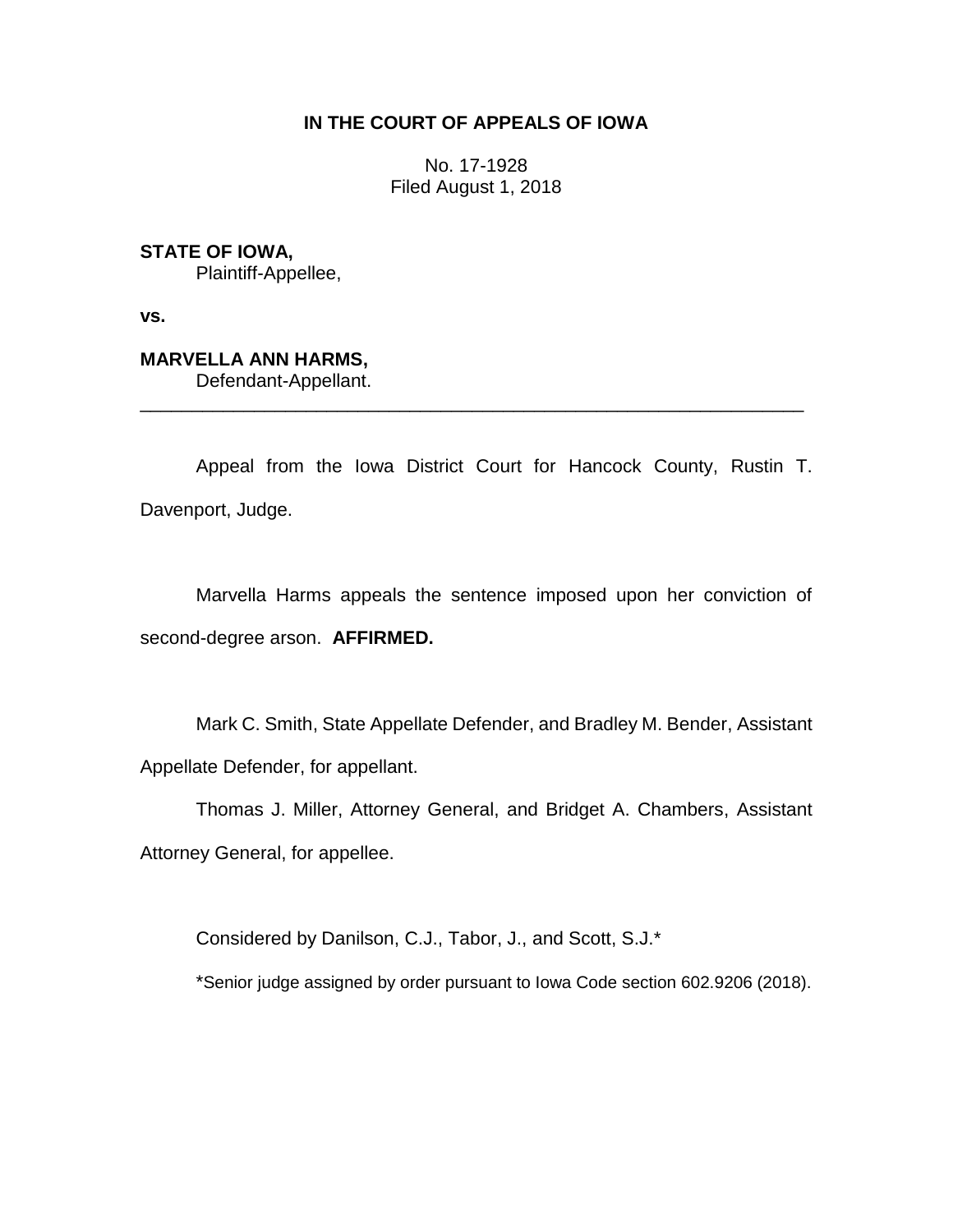# IN THE COURT OF APPEALS OF IOWA

No. 17-1928
Filed August 1, 2018

**STATE OF IOWA,**
Plaintiff-Appellee,

**vs.**

**MARVELLA ANN HARMS,**
Defendant-Appellant.

---

Appeal from the Iowa District Court for Hancock County, Rustin T. Davenport, Judge.

Marvella Harms appeals the sentence imposed upon her conviction of second-degree arson. **AFFIRMED.**

Mark C. Smith, State Appellate Defender, and Bradley M. Bender, Assistant Appellate Defender, for appellant.

Thomas J. Miller, Attorney General, and Bridget A. Chambers, Assistant Attorney General, for appellee.

Considered by Danilson, C.J., Tabor, J., and Scott, S.J.*

*Senior judge assigned by order pursuant to Iowa Code section 602.9206 (2018).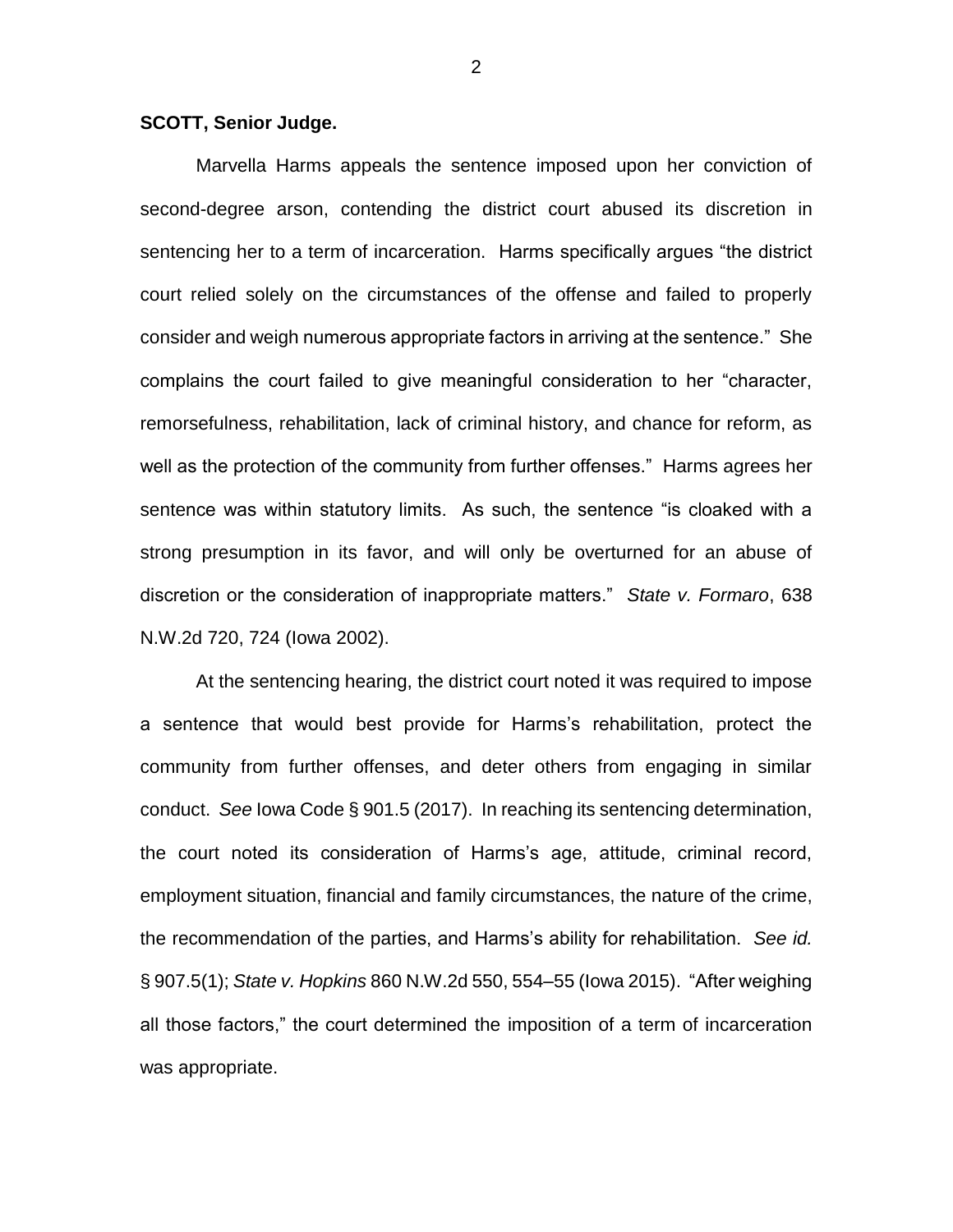**SCOTT, Senior Judge.**

Marvella Harms appeals the sentence imposed upon her conviction of second-degree arson, contending the district court abused its discretion in sentencing her to a term of incarceration. Harms specifically argues "the district court relied solely on the circumstances of the offense and failed to properly consider and weigh numerous appropriate factors in arriving at the sentence." She complains the court failed to give meaningful consideration to her "character, remorsefulness, rehabilitation, lack of criminal history, and chance for reform, as well as the protection of the community from further offenses." Harms agrees her sentence was within statutory limits. As such, the sentence "is cloaked with a strong presumption in its favor, and will only be overturned for an abuse of discretion or the consideration of inappropriate matters." *State v. Formaro*, 638 N.W.2d 720, 724 (Iowa 2002).

At the sentencing hearing, the district court noted it was required to impose a sentence that would best provide for Harms's rehabilitation, protect the community from further offenses, and deter others from engaging in similar conduct. *See* Iowa Code § 901.5 (2017). In reaching its sentencing determination, the court noted its consideration of Harms's age, attitude, criminal record, employment situation, financial and family circumstances, the nature of the crime, the recommendation of the parties, and Harms's ability for rehabilitation. *See id.* § 907.5(1); *State v. Hopkins* 860 N.W.2d 550, 554–55 (Iowa 2015). "After weighing all those factors," the court determined the imposition of a term of incarceration was appropriate.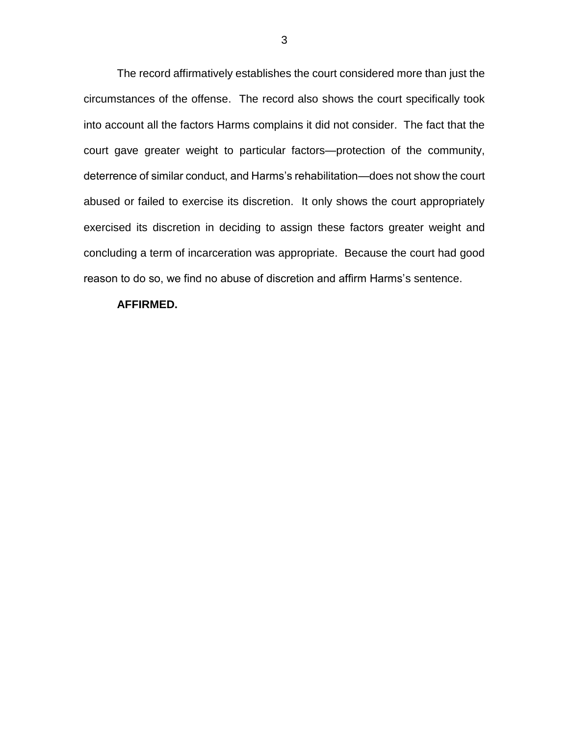The record affirmatively establishes the court considered more than just the circumstances of the offense. The record also shows the court specifically took into account all the factors Harms complains it did not consider. The fact that the court gave greater weight to particular factors—protection of the community, deterrence of similar conduct, and Harms's rehabilitation—does not show the court abused or failed to exercise its discretion. It only shows the court appropriately exercised its discretion in deciding to assign these factors greater weight and concluding a term of incarceration was appropriate. Because the court had good reason to do so, we find no abuse of discretion and affirm Harms's sentence.

**AFFIRMED.**